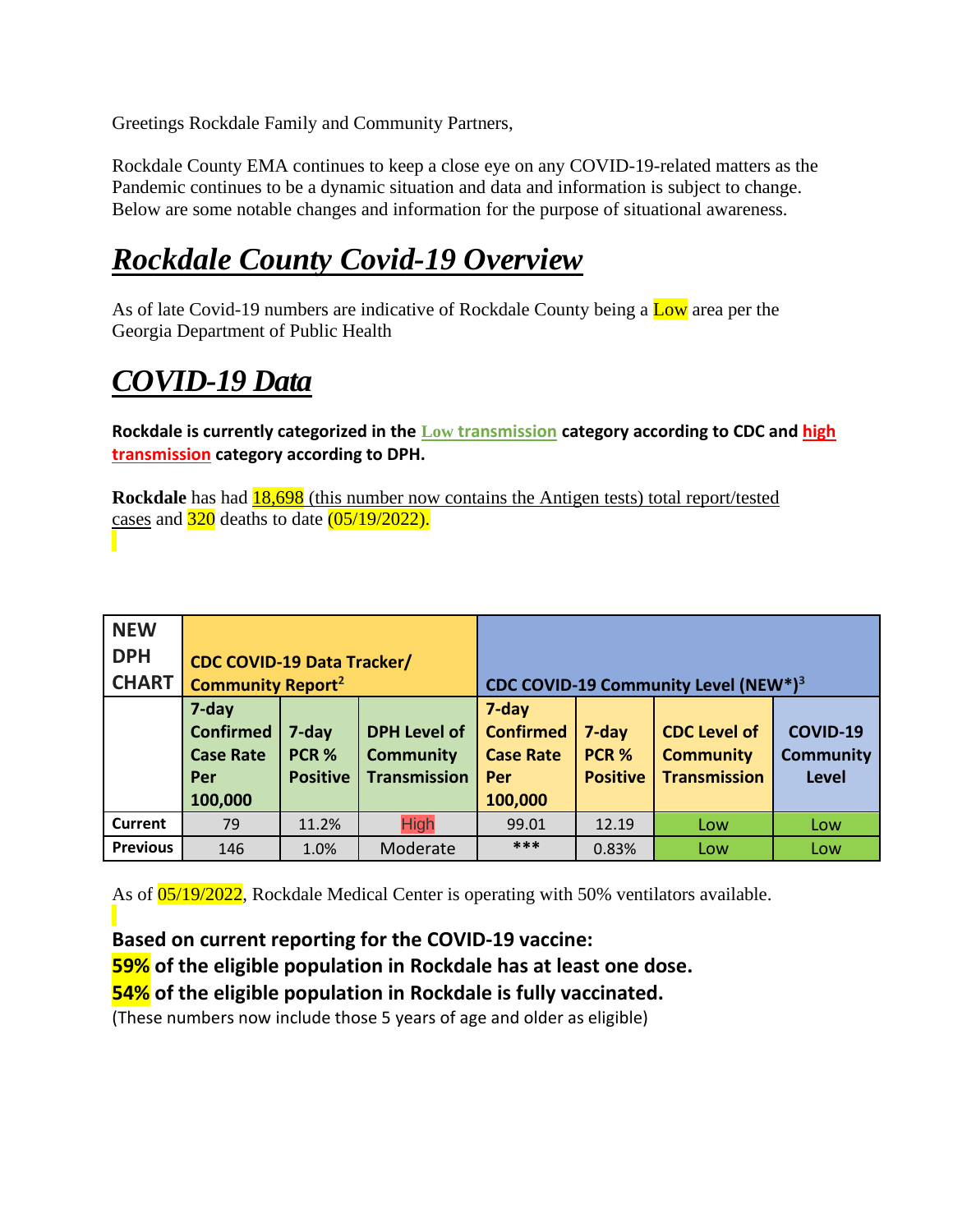Greetings Rockdale Family and Community Partners,

Rockdale County EMA continues to keep a close eye on any COVID-19-related matters as the Pandemic continues to be a dynamic situation and data and information is subject to change. Below are some notable changes and information for the purpose of situational awareness.

# *Rockdale County Covid-19 Overview*

As of late Covid-19 numbers are indicative of Rockdale County being a Low area per the Georgia Department of Public Health

# *COVID-19 Data*

**Rockdale is currently categorized in the Low transmission category according to CDC and high transmission category according to DPH.**

**Rockdale** has had 18,698 (this number now contains the Antigen tests) total report/tested cases and 320 deaths to date (05/19/2022).

| NEW DPH CHART | CDC COVID-19 Data Tracker/ Community Report[2] | | | CDC COVID-19 Community Level (NEW*)[3] | | | |
|---|---|---|---|---|---|---|---|
| | 7-day Confirmed Case Rate Per 100,000 | 7-day PCR % Positive | DPH Level of Community Transmission | 7-day Confirmed Case Rate Per 100,000 | 7-day PCR % Positive | CDC Level of Community Transmission | COVID-19 Community Level |
| **Current** | 79 | 11.2% | High | 99.01 | 12.19 | Low | Low |
| **Previous** | 146 | 1.0% | Moderate | *** | 0.83% | Low | Low |

As of 05/19/2022, Rockdale Medical Center is operating with 50% ventilators available.

**Based on current reporting for the COVID-19 vaccine:**
**59% of the eligible population in Rockdale has at least one dose.**
**54% of the eligible population in Rockdale is fully vaccinated.**
(These numbers now include those 5 years of age and older as eligible)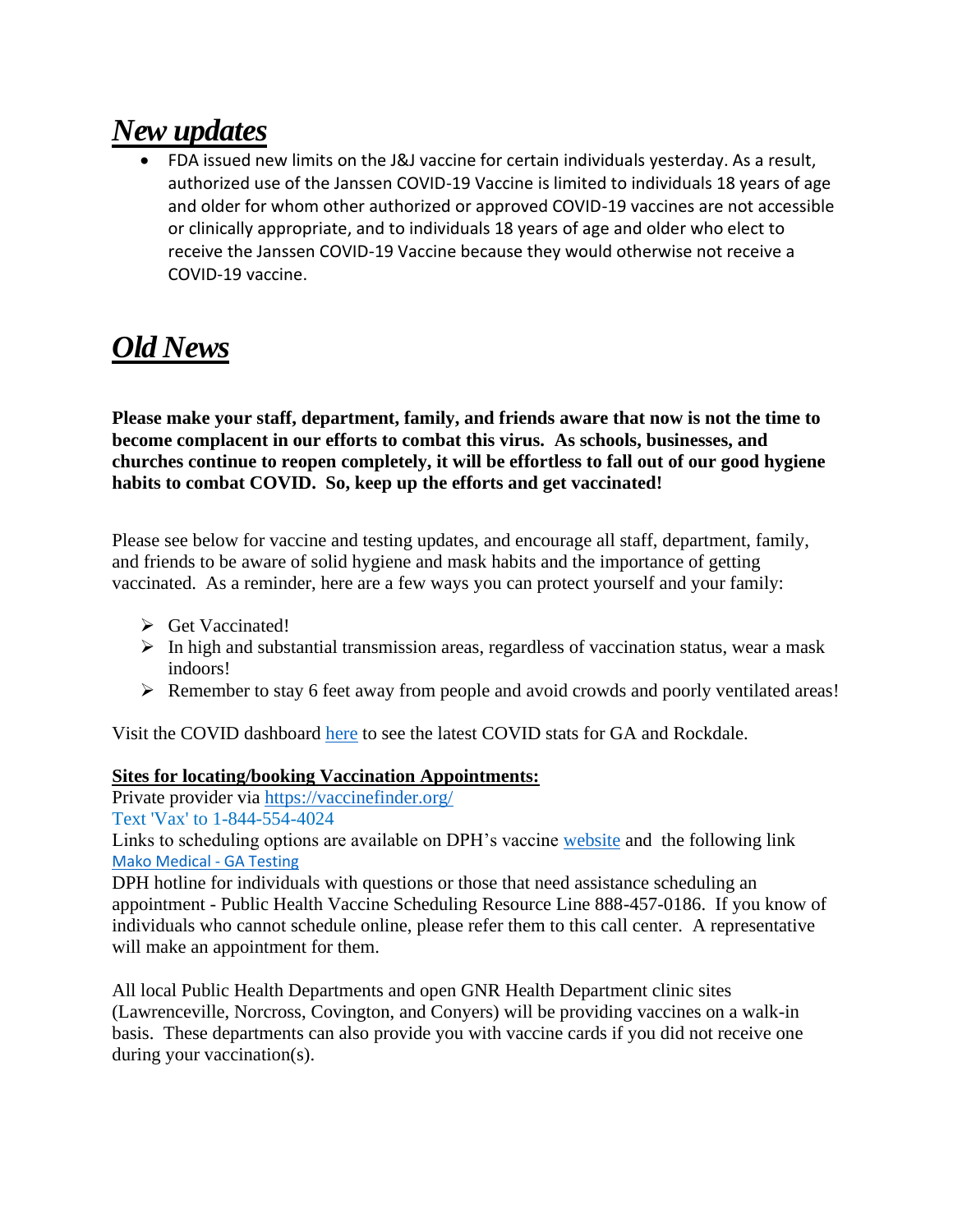## ***New updates***

- FDA issued new limits on the J&J vaccine for certain individuals yesterday. As a result, authorized use of the Janssen COVID-19 Vaccine is limited to individuals 18 years of age and older for whom other authorized or approved COVID-19 vaccines are not accessible or clinically appropriate, and to individuals 18 years of age and older who elect to receive the Janssen COVID-19 Vaccine because they would otherwise not receive a COVID-19 vaccine.

## ***Old News***

**Please make your staff, department, family, and friends aware that now is not the time to become complacent in our efforts to combat this virus. As schools, businesses, and churches continue to reopen completely, it will be effortless to fall out of our good hygiene habits to combat COVID. So, keep up the efforts and get vaccinated!**

Please see below for vaccine and testing updates, and encourage all staff, department, family, and friends to be aware of solid hygiene and mask habits and the importance of getting vaccinated. As a reminder, here are a few ways you can protect yourself and your family:

- Get Vaccinated!
- In high and substantial transmission areas, regardless of vaccination status, wear a mask indoors!
- Remember to stay 6 feet away from people and avoid crowds and poorly ventilated areas!

Visit the COVID dashboard here to see the latest COVID stats for GA and Rockdale.

**Sites for locating/booking Vaccination Appointments:**

Private provider via https://vaccinefinder.org/

Text 'Vax' to 1-844-554-4024

Links to scheduling options are available on DPH's vaccine website and the following link Mako Medical - GA Testing

DPH hotline for individuals with questions or those that need assistance scheduling an appointment - Public Health Vaccine Scheduling Resource Line 888-457-0186. If you know of individuals who cannot schedule online, please refer them to this call center. A representative will make an appointment for them.

All local Public Health Departments and open GNR Health Department clinic sites (Lawrenceville, Norcross, Covington, and Conyers) will be providing vaccines on a walk-in basis. These departments can also provide you with vaccine cards if you did not receive one during your vaccination(s).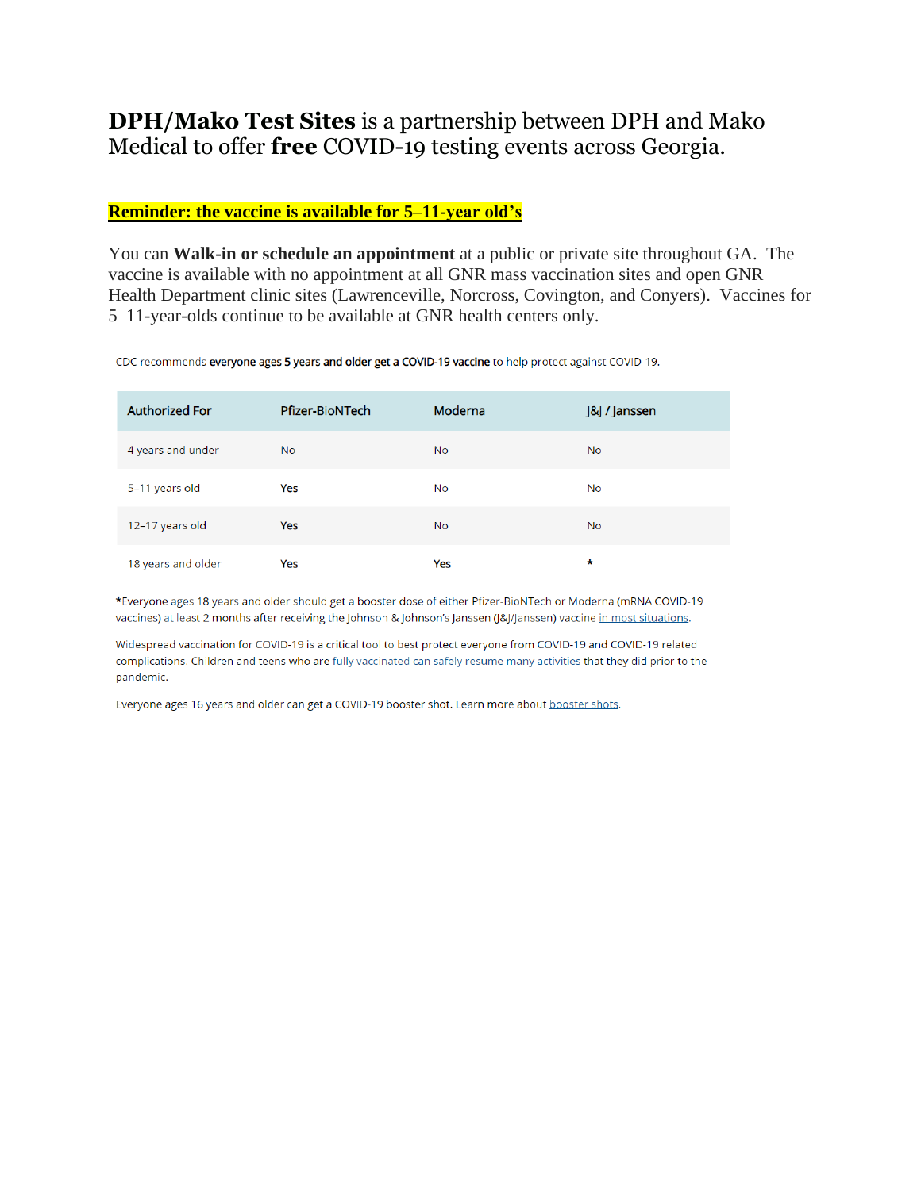**DPH/Mako Test Sites** is a partnership between DPH and Mako Medical to offer **free** COVID-19 testing events across Georgia.

**Reminder: the vaccine is available for 5–11-year old's**

You can **Walk-in or schedule an appointment** at a public or private site throughout GA. The vaccine is available with no appointment at all GNR mass vaccination sites and open GNR Health Department clinic sites (Lawrenceville, Norcross, Covington, and Conyers). Vaccines for 5–11-year-olds continue to be available at GNR health centers only.

CDC recommends **everyone ages 5 years and older get a COVID-19 vaccine** to help protect against COVID-19.

| Authorized For | Pfizer-BioNTech | Moderna | J&J / Janssen |
|---|---|---|---|
| 4 years and under | No | No | No |
| 5–11 years old | **Yes** | No | No |
| 12–17 years old | **Yes** | No | No |
| 18 years and older | **Yes** | **Yes** | * |

*Everyone ages 18 years and older should get a booster dose of either Pfizer-BioNTech or Moderna (mRNA COVID-19 vaccines) at least 2 months after receiving the Johnson & Johnson's Janssen (J&J/Janssen) vaccine in most situations.

Widespread vaccination for COVID-19 is a critical tool to best protect everyone from COVID-19 and COVID-19 related complications. Children and teens who are fully vaccinated can safely resume many activities that they did prior to the pandemic.

Everyone ages 16 years and older can get a COVID-19 booster shot. Learn more about booster shots.